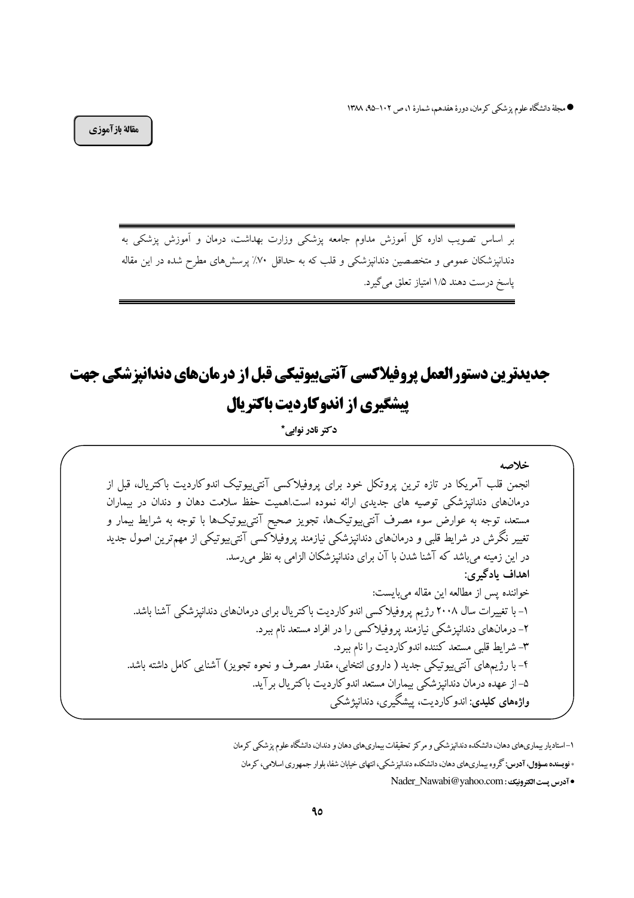مقالهٔ بازآموزی

بر اساس تصویب اداره کل آموزش مداوم جامعه پزشکی وزارت بهداشت، درمان و آموزش پزشکی به دندانپزشکان عمومی و متخصصین دندانپزشکی و قلب که به حداقل ۷۰٪ پرسش‌های مطرح شده در این مقاله پاسخ درست دهند ۱/۵ امتیاز تعلق می‌گیرد.

# جدیدترین دستورالعمل پروفیلاکسی آنتی‌بیوتیکی قبل از درمان‌های دندانپزشکی جهت پیشگیری از اندوکاردیت باکتریال

دکتر نادر نوابی*

**خلاصه**

انجمن قلب آمریکا در تازه ترین پروتکل خود برای پروفیلاکسی آنتی‌بیوتیک اندوکاردیت باکتریال، قبل از درمان‌های دندانپزشکی توصیه های جدیدی ارائه نموده است.اهمیت حفظ سلامت دهان و دندان در بیماران مستعد، توجه به عوارض سوء مصرف آنتی‌بیوتیک‌ها، تجویز صحیح آنتی‌بیوتیک‌ها با توجه به شرایط بیمار و تغییر نگرش در شرایط قلبی و درمان‌های دندانپزشکی نیازمند پروفیلاکسی آنتی‌بیوتیکی از مهم‌ترین اصول جدید در این زمینه می‌باشد که آشنا شدن با آن برای دندانپزشکان الزامی به نظر می‌رسد.

**اهداف یادگیری:**

خواننده پس از مطالعه این مقاله می‌بایست:

۱- با تغییرات سال ۲۰۰۸ رژیم پروفیلاکسی اندوکاردیت باکتریال برای درمان‌های دندانپزشکی آشنا باشد.

۲- درمان‌های دندانپزشکی نیازمند پروفیلاکسی را در افراد مستعد نام ببرد.

۳- شرایط قلبی مستعد کننده اندوکاردیت را نام ببرد.

۴- با رژیم‌های آنتی‌بیوتیکی جدید ( داروی انتخابی، مقدار مصرف و نحوه تجویز) آشنایی کامل داشته باشد.

۵- از عهده درمان دندانپزشکی بیماران مستعد اندوکاردیت باکتریال برآید.

**واژه‌های کلیدی:** اندوکاردیت، پیشگیری، دندانپزشکی

---

۱- استادیار بیماری‌های دهان، دانشکده دندانپزشکی و مرکز تحقیقات بیماری‌های دهان و دندان، دانشگاه علوم پزشکی کرمان

* **نویسنده مسؤول، آدرس:** گروه بیماری‌های دهان، دانشکده دندانپزشکی، انتهای خیابان شفا، بلوار جمهوری اسلامی، کرمان

● **آدرس پست الکترونیک:** Nader_Nawabi@yahoo.com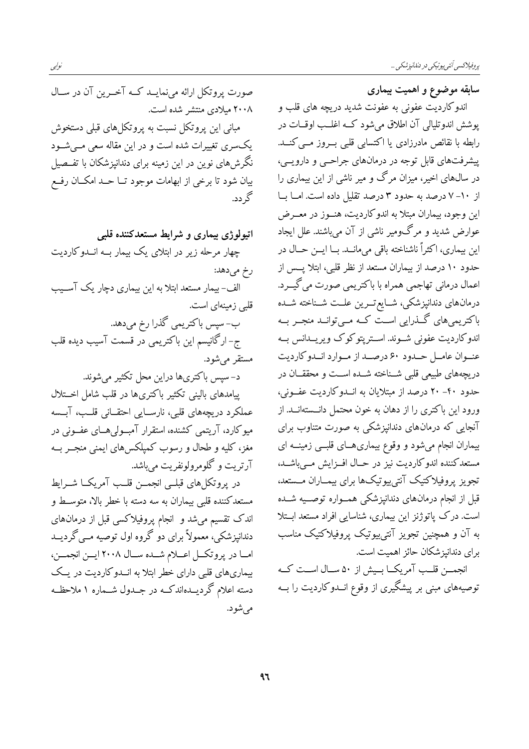## سابقه موضوع و اهمیت بیماری

اندوکاردیت عفونی به عفونت شدید دریچه های قلب و پوشش اندوتلیالی آن اطلاق می‌شود که اغلب اوقات در رابطه با نقائص مادرزادی یا اکتسابی قلبی بروز می‌کند. پیشرفت‌های قابل توجه در درمان‌های جراحی و دارویی، در سال‌های اخیر، میزان مرگ و میر ناشی از این بیماری را از ۱۰- ۷ درصد به حدود ۳ درصد تقلیل داده است. اما با این وجود، بیماران مبتلا به اندوکاردیت، هنوز در معرض عوارض شدید و مرگ‌ومیر ناشی از آن می‌باشند. علل ایجاد این بیماری، اکثراً ناشناخته باقی می‌مانند. با این حال در حدود ۱۰ درصد از بیماران مستعد از نظر قلبی، ابتلا پس از اعمال درمانی تهاجمی همراه با باکتریمی صورت می‌گیرد. درمان‌های دندانپزشکی، شایع‌ترین علت شناخته شده باکتریمی‌های گذرایی است که می‌توانند منجر به اندوکاردیت عفونی شوند. استرپتوکوک ویریدانس به عنوان عامل حدود ۶۰ درصد از موارد اندوکاردیت دریچه‌های طبیعی قلبی شناخته شده است و محققان در حدود ۴۰- ۲۰ درصد از مبتلایان به اندوکاردیت عفونی، ورود این باکتری را از دهان به خون محتمل دانسته‌اند. از آنجایی که درمان‌های دندانپزشکی به صورت متناوب برای بیماران انجام می‌شود و وقوع بیماری‌های قلبی زمینه ای مستعدکننده اندوکاردیت نیز در حال افزایش می‌باشد، تجویز پروفیلاکتیک آنتی‌بیوتیک‌ها برای بیماران مستعد، قبل از انجام درمان‌های دندانپزشکی همواره توصیه شده است. درک پاتوژنز این بیماری، شناسایی افراد مستعد ابتلا به آن و همچنین تجویز آنتی‌بیوتیک پروفیلاکتیک مناسب برای دندانپزشکان حائز اهمیت است.

انجمن قلب آمریکا بیش از ۵۰ سال است که توصیه‌های مبنی بر پیشگیری از وقوع اندوکاردیت را به صورت پروتکل ارائه می‌نماید که آخرین آن در سال ۲۰۰۸ میلادی منتشر شده است.

مبانی این پروتکل نسبت به پروتکل‌های قبلی دستخوش یک‌سری تغییرات شده است و در این مقاله سعی می‌شود نگرش‌های نوین در این زمینه برای دندانپزشکان با تفصیل بیان شود تا برخی از ابهامات موجود تا حد امکان رفع گردد.

## اتیولوژی بیماری و شرایط مستعدکننده قلبی

چهار مرحله زیر در ابتلای یک بیمار به اندوکاردیت رخ می‌دهد:

الف- بیمار مستعد ابتلا به این بیماری دچار یک آسیب قلبی زمینه‌ای است.

ب- سپس باکتریمی گذرا رخ می‌دهد.

ج- ارگانیسم این باکتریمی در قسمت آسیب دیده قلب مستقر می‌شود.

د- سپس باکتری‌ها دراین محل تکثیر می‌شوند.

پیامدهای بالینی تکثیر باکتری‌ها در قلب شامل اختلال عملکرد دریچه‌های قلبی، نارسایی احتقانی قلب، آبسه میوکارد، آریتمی کشنده، استقرار آمبولی‌های عفونی در مغز، کلیه و طحال و رسوب کمپلکس‌های ایمنی منجر به آرتریت و گلومرولونفریت می‌باشد.

در پروتکل‌های قبلی انجمن قلب آمریکا شرایط مستعدکننده قلبی بیماران به سه دسته با خطر بالا، متوسط و اندک تقسیم می‌شد و انجام پروفیلاکسی قبل از درمان‌های دندانپزشکی، معمولاً برای دو گروه اول توصیه می‌گردید اما در پروتکل اعلام شده سال ۲۰۰۸ این انجمن، بیماری‌های قلبی دارای خطر ابتلا به اندوکاردیت در یک دسته اعلام گردیده‌اندکه در جدول شماره ۱ ملاحظه می‌شود.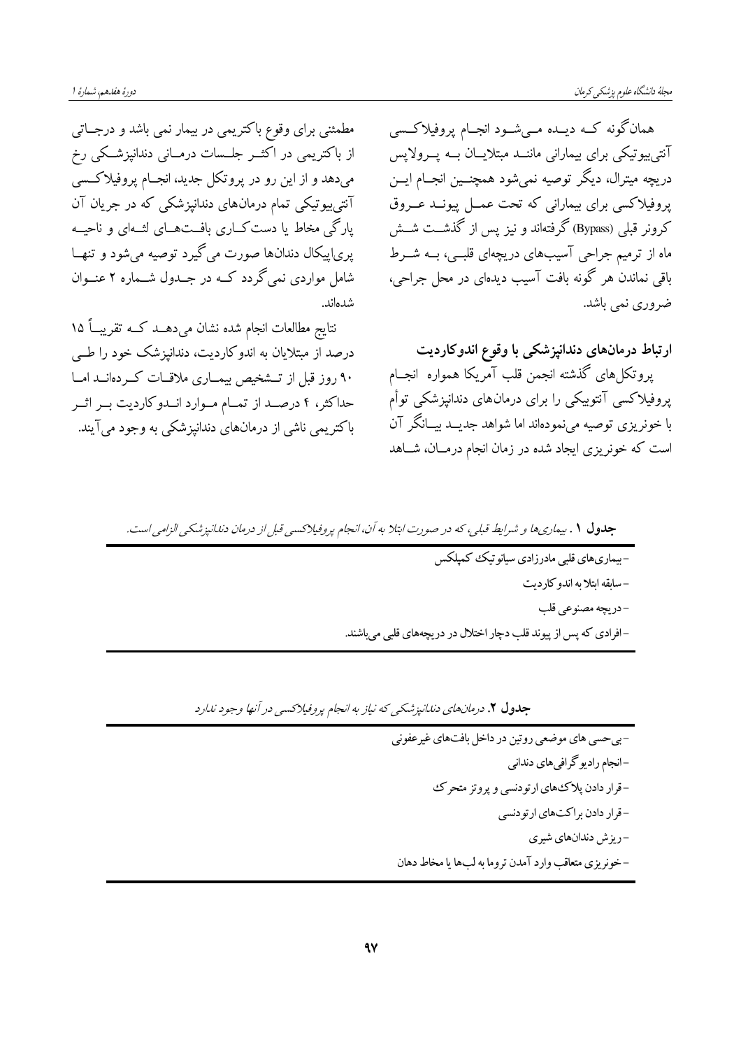همانگونه که دیده می‌شود انجام پروفیلاکسی آنتی‌بیوتیکی برای بیمارانی مانند مبتلایان به پرولاپس دریچه میترال، دیگر توصیه نمی‌شود همچنین انجام این پروفیلاکسی برای بیمارانی که تحت عمل پیوند عروق کرونر قبلی (Bypass) گرفته‌اند و نیز پس از گذشت شش ماه از ترمیم جراحی آسیب‌های دریچه‌ای قلبی، به شرط باقی نماندن هر گونه بافت آسیب دیده‌ای در محل جراحی، ضروری نمی باشد.

### ارتباط درمان‌های دندانپزشکی با وقوع اندوکاردیت

پروتکل‌های گذشته انجمن قلب آمریکا همواره انجام پروفیلاکسی آنتوبیکی را برای درمان‌های دندانپزشکی توأم با خونریزی توصیه می‌نموده‌اند اما شواهد جدید بیانگر آن است که خونریزی ایجاد شده در زمان انجام درمان، شاهد مطمئنی برای وقوع باکتریمی در بیمار نمی باشد و درجاتی از باکتریمی در اکثر جلسات درمانی دندانپزشکی رخ می‌دهد و از این رو در پروتکل جدید، انجام پروفیلاکسی آنتی‌بیوتیکی تمام درمان‌های دندانپزشکی که در جریان آن پارگی مخاط یا دستکاری بافت‌های لثه‌ای و ناحیه پری‌اپیکال دندان‌ها صورت می گیرد توصیه می‌شود و تنها شامل مواردی نمی‌گردد که در جدول شماره ۲ عنوان شده‌اند.

نتایج مطالعات انجام شده نشان می‌دهد که تقریباً ۱۵ درصد از مبتلایان به اندوکاردیت، دندانپزشک خود را طی ۹۰ روز قبل از تشخیص بیماری ملاقات کرده‌اند اما حداکثر، ۴ درصد از تمام موارد اندوکاردیت بر اثر باکتریمی ناشی از درمان‌های دندانپزشکی به وجود می‌آیند.

**جدول ۱** . *بیماری‌ها و شرایط قبلی، که در صورت ابتلا به آن، انجام پروفیلاکسی قبل از درمان دندانپزشکی الزامی است.*

| |
|---|
| - بیماری‌های قلبی مادرزادی سیانوتیک کمپلکس |
| - سابقه ابتلا به اندوکاردیت |
| - دریچه مصنوعی قلب |
| - افرادی که پس از پیوند قلب دچار اختلال در دریچه‌های قلبی می‌باشند. |

**جدول ۲**. *درمان‌های دندانپزشکی که نیاز به انجام پروفیلاکسی در آنها وجود ندارد*

| |
|---|
| - بی‌حسی های موضعی روتین در داخل بافت‌های غیرعفونی |
| - انجام رادیوگرافی‌های دندانی |
| - قرار دادن پلاک‌های ارتودنسی و پروتز متحرک |
| - قرار دادن براکت‌های ارتودنسی |
| - ریزش دندان‌های شیری |
| - خونریزی متعاقب وارد آمدن تروما به لب‌ها یا مخاط دهان |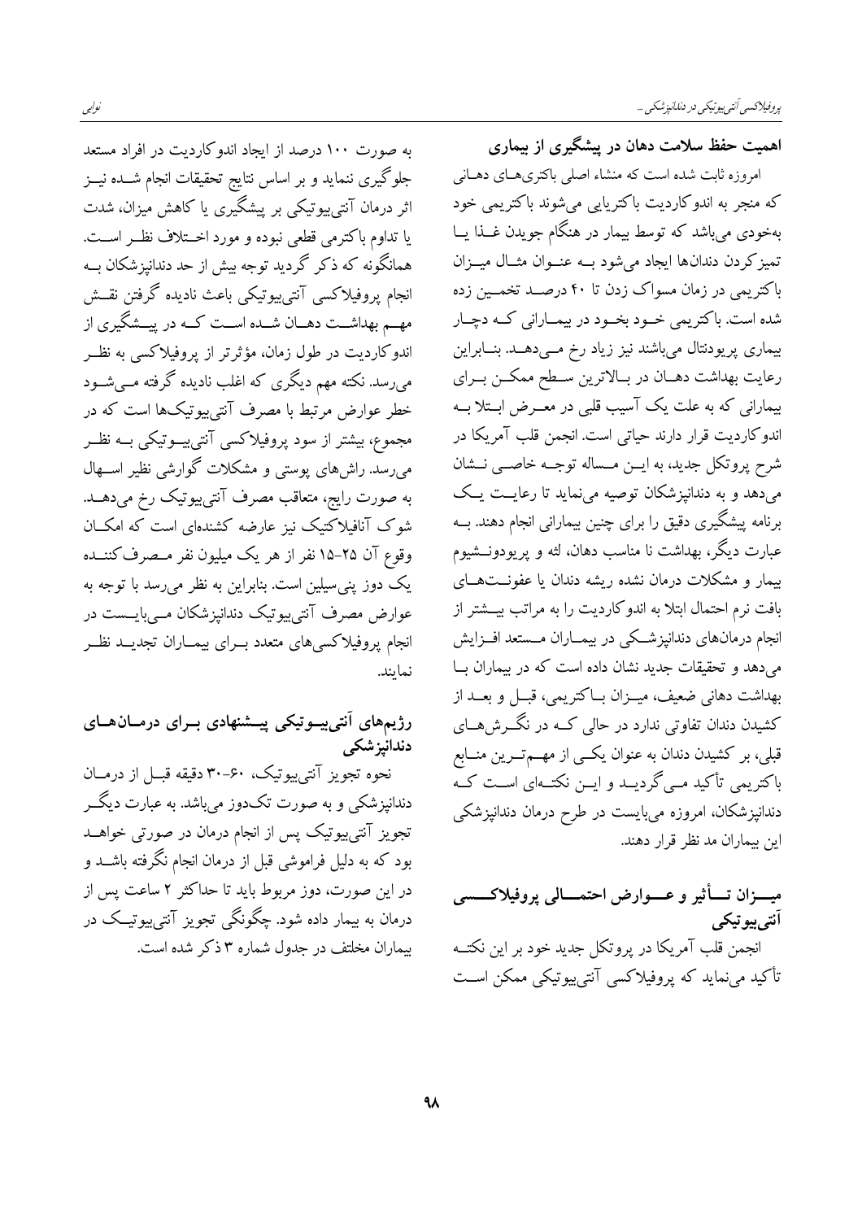## اهمیت حفظ سلامت دهان در پیشگیری از بیماری

امروزه ثابت شده است که منشاء اصلی باکتری‌های دهانی که منجر به اندوکاردیت باکتریایی می‌شوند باکتریمی خود به‌خودی می‌باشد که توسط بیمار در هنگام جویدن غذا یا تمیزکردن دندان‌ها ایجاد می‌شود به عنوان مثال میزان باکتریمی در زمان مسواک زدن تا ۴۰ درصد تخمین زده شده است. باکتریمی خود بخود در بیمارانی که دچار بیماری پریودنتال می‌باشند نیز زیاد رخ می‌دهد. بنابراین رعایت بهداشت دهان در بالاترین سطح ممکن برای بیمارانی که به علت یک آسیب قلبی در معرض ابتلا به اندوکاردیت قرار دارند حیاتی است. انجمن قلب آمریکا در شرح پروتکل جدید، به این مساله توجه خاصی نشان می‌دهد و به دندانپزشکان توصیه می‌نماید تا رعایت یک برنامه پیشگیری دقیق را برای چنین بیمارانی انجام دهند. به عبارت دیگر، بهداشت نا مناسب دهان، لثه و پریودونشیوم بیمار و مشکلات درمان نشده ریشه دندان یا عفونت‌های بافت نرم احتمال ابتلا به اندوکاردیت را به مراتب بیشتر از انجام درمان‌های دندانپزشکی در بیماران مستعد افزایش می‌دهد و تحقیقات جدید نشان داده است که در بیماران با بهداشت دهانی ضعیف، میزان باکتریمی، قبل و بعد از کشیدن دندان تفاوتی ندارد در حالی که در نگرش‌های قبلی، بر کشیدن دندان به عنوان یکی از مهم‌ترین منابع باکتریمی تأکید می‌گردید و این نکته‌ای است که دندانپزشکان، امروزه می‌بایست در طرح درمان دندانپزشکی این بیماران مد نظر قرار دهند.

## میزان تأثیر و عوارض احتمالی پروفیلاکسی آنتی‌بیوتیکی

انجمن قلب آمریکا در پروتکل جدید خود بر این نکته تأکید می‌نماید که پروفیلاکسی آنتی‌بیوتیکی ممکن است به صورت ۱۰۰ درصد از ایجاد اندوکاردیت در افراد مستعد جلوگیری ننماید و بر اساس نتایج تحقیقات انجام شده نیز اثر درمان آنتی‌بیوتیکی بر پیشگیری یا کاهش میزان، شدت یا تداوم باکتریمی قطعی نبوده و مورد اختلاف نظر است. همانگونه که ذکر گردید توجه بیش از حد دندانپزشکان به انجام پروفیلاکسی آنتی‌بیوتیکی باعث نادیده گرفتن نقش مهم بهداشت دهان شده است که در پیشگیری از اندوکاردیت در طول زمان، مؤثرتر از پروفیلاکسی به نظر می‌رسد. نکته مهم دیگری که اغلب نادیده گرفته می‌شود خطر عوارض مرتبط با مصرف آنتی‌بیوتیک‌ها است که در مجموع، بیشتر از سود پروفیلاکسی آنتی‌بیوتیکی به نظر می‌رسد. راش‌های پوستی و مشکلات گوارشی نظیر اسهال به صورت رایج، متعاقب مصرف آنتی‌بیوتیک رخ می‌دهد. شوک آنافیلاکتیک نیز عارضه کشنده‌ای است که امکان وقوع آن ۲۵-۱۵ نفر از هر یک میلیون نفر مصرف‌کننده یک دوز پنی‌سیلین است. بنابراین به نظر می‌رسد با توجه به عوارض مصرف آنتی‌بیوتیک دندانپزشکان می‌بایست در انجام پروفیلاکسی‌های متعدد برای بیماران تجدید نظر نمایند.

## رژیم‌های آنتی‌بیوتیکی پیشنهادی برای درمان‌های دندانپزشکی

نحوه تجویز آنتی‌بیوتیک، ۶۰-۳۰ دقیقه قبل از درمان دندانپزشکی و به صورت تک‌دوز می‌باشد. به عبارت دیگر تجویز آنتی‌بیوتیک پس از انجام درمان در صورتی خواهد بود که به دلیل فراموشی قبل از درمان انجام نگرفته باشد و در این صورت، دوز مربوط باید تا حداکثر ۲ ساعت پس از درمان به بیمار داده شود. چگونگی تجویز آنتی‌بیوتیک در بیماران مختلف در جدول شماره ۳ ذکر شده است.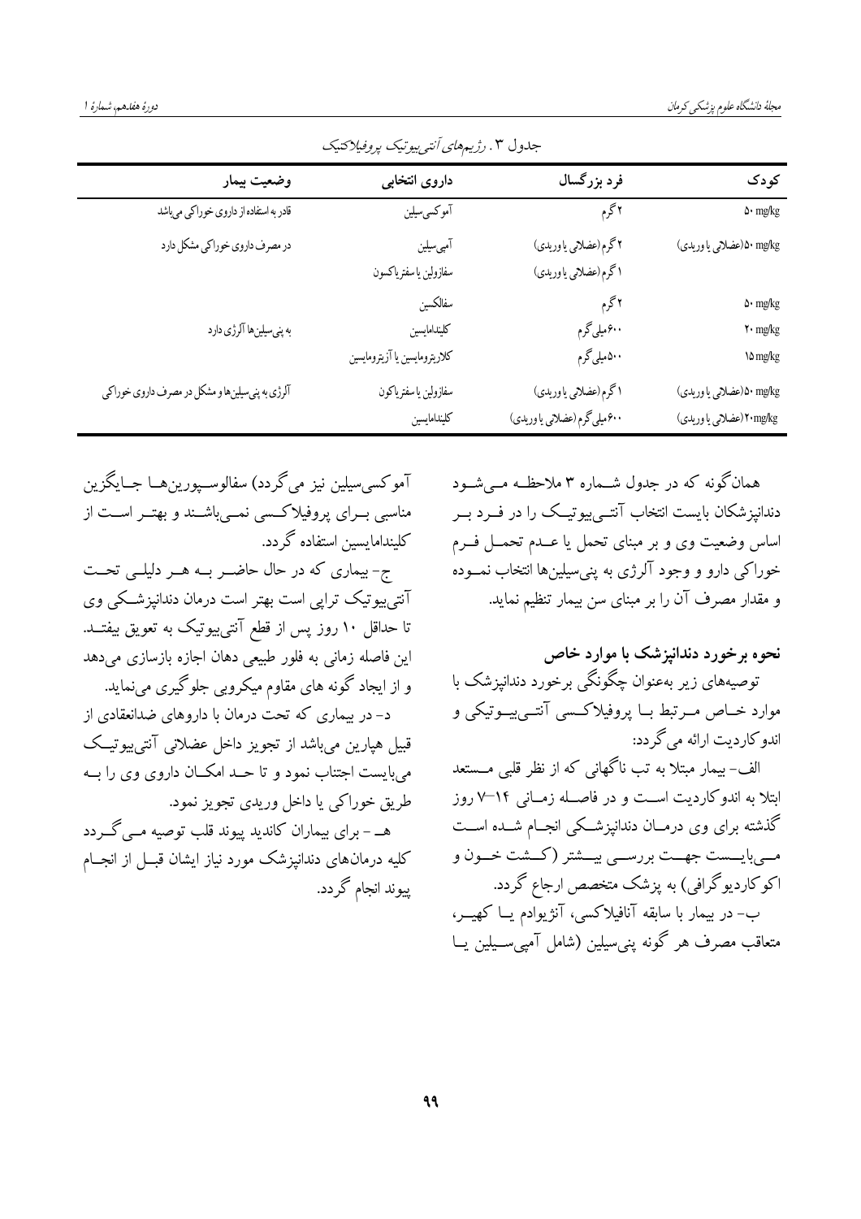جدول ۳. رژیم‌های آنتی‌بیوتیک پروفیلاکتیک

| وضعیت بیمار | داروی انتخابی | فرد بزرگسال | کودک |
|---|---|---|---|
| قادر به استفاده از داروی خوراکی می‌باشد | آموکسی‌سیلین | ۲ گرم | 50 mg/kg |
| در مصرف داروی خوراکی مشکل دارد | آمپی‌سیلین | ۲ گرم (عضلانی یا وریدی) | 50 mg/kg (عضلانی یا وریدی) |
| | سفازولین یا سفتریاکسون | ۱ گرم (عضلانی یا وریدی) | |
| به پنی‌سیلین‌ها آلرژی دارد | سفالکسین | ۲ گرم | 50 mg/kg |
| | کلیندامایسین | ۶۰۰ میلی‌گرم | 20 mg/kg |
| | کلاریترومایسین یا آزیترومایسین | ۵۰۰ میلی‌گرم | 15 mg/kg |
| آلرژی به پنی‌سیلین‌ها و مشکل در مصرف داروی خوراکی | سفازولین یا سفتریاکون | ۱ گرم (عضلانی یا وریدی) | 50 mg/kg (عضلانی یا وریدی) |
| | کلیندامایسین | ۶۰۰ میلی‌گرم (عضلانی یا وریدی) | 20 mg/kg (عضلانی یا وریدی) |

همان‌گونه که در جدول شماره ۳ ملاحظه می‌شود دندانپزشکان بایست انتخاب آنتی‌بیوتیک را در فرد بر اساس وضعیت وی و بر مبنای تحمل یا عدم تحمل فرم خوراکی دارو و وجود آلرژی به پنی‌سیلین‌ها انتخاب نموده و مقدار مصرف آن را بر مبنای سن بیمار تنظیم نماید.

**نحوه برخورد دندانپزشک با موارد خاص**

توصیه‌های زیر به‌عنوان چگونگی برخورد دندانپزشک با موارد خاص مرتبط با پروفیلاکسی آنتی‌بیوتیکی و اندوکاردیت ارائه می‌گردد:

الف- بیمار مبتلا به تب ناگهانی که از نظر قلبی مستعد ابتلا به اندوکاردیت است و در فاصله زمانی ۱۴-۷ روز گذشته برای وی درمان دندانپزشکی انجام شده است می‌بایست جهت بررسی بیشتر (کشت خون و اکوکاردیوگرافی) به پزشک متخصص ارجاع گردد.

ب- در بیمار با سابقه آنافیلاکسی، آنژیوادم یا کهیر، متعاقب مصرف هر گونه پنی‌سیلین (شامل آمپی‌سیلین یا آموکسی‌سیلین نیز می‌گردد) سفالوسپورین‌ها جایگزین مناسبی برای پروفیلاکسی نمی‌باشند و بهتر است از کلیندامایسین استفاده گردد.

ج- بیماری که در حال حاضر به هر دلیلی تحت آنتی‌بیوتیک تراپی است بهتر است درمان دندانپزشکی وی تا حداقل ۱۰ روز پس از قطع آنتی‌بیوتیک به تعویق بیفتد. این فاصله زمانی به فلور طبیعی دهان اجازه بازسازی می‌دهد و از ایجاد گونه های مقاوم میکروبی جلوگیری می‌نماید.

د- در بیماری که تحت درمان با داروهای ضدانعقادی از قبیل هپارین می‌باشد از تجویز داخل عضلانی آنتی‌بیوتیک می‌بایست اجتناب نمود و تا حد امکان داروی وی را به طریق خوراکی یا داخل وریدی تجویز نمود.

هـ- برای بیماران کاندید پیوند قلب توصیه می‌گردد کلیه درمان‌های دندانپزشک مورد نیاز ایشان قبل از انجام پیوند انجام گردد.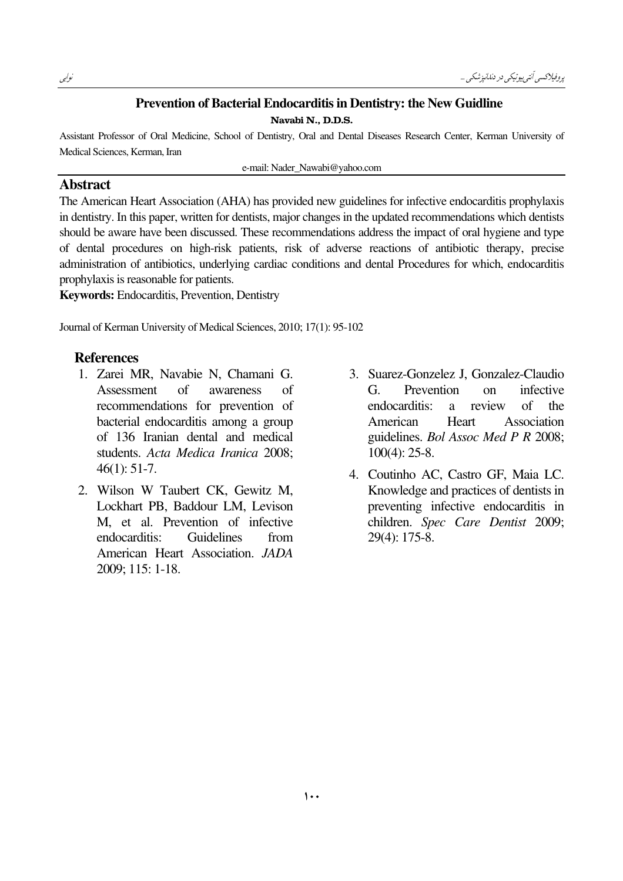## Prevention of Bacterial Endocarditis in Dentistry: the New Guidline

**Navabi N., D.D.S.**

Assistant Professor of Oral Medicine, School of Dentistry, Oral and Dental Diseases Research Center, Kerman University of Medical Sciences, Kerman, Iran

e-mail: Nader_Nawabi@yahoo.com

## Abstract

The American Heart Association (AHA) has provided new guidelines for infective endocarditis prophylaxis in dentistry. In this paper, written for dentists, major changes in the updated recommendations which dentists should be aware have been discussed. These recommendations address the impact of oral hygiene and type of dental procedures on high-risk patients, risk of adverse reactions of antibiotic therapy, precise administration of antibiotics, underlying cardiac conditions and dental Procedures for which, endocarditis prophylaxis is reasonable for patients.

**Keywords:** Endocarditis, Prevention, Dentistry

Journal of Kerman University of Medical Sciences, 2010; 17(1): 95-102

## References

1. Zarei MR, Navabie N, Chamani G. Assessment of awareness of recommendations for prevention of bacterial endocarditis among a group of 136 Iranian dental and medical students. *Acta Medica Iranica* 2008; 46(1): 51-7.
2. Wilson W Taubert CK, Gewitz M, Lockhart PB, Baddour LM, Levison M, et al. Prevention of infective endocarditis: Guidelines from American Heart Association. *JADA* 2009; 115: 1-18.
3. Suarez-Gonzelez J, Gonzalez-Claudio G. Prevention on infective endocarditis: a review of the American Heart Association guidelines. *Bol Assoc Med P R* 2008; 100(4): 25-8.
4. Coutinho AC, Castro GF, Maia LC. Knowledge and practices of dentists in preventing infective endocarditis in children. *Spec Care Dentist* 2009; 29(4): 175-8.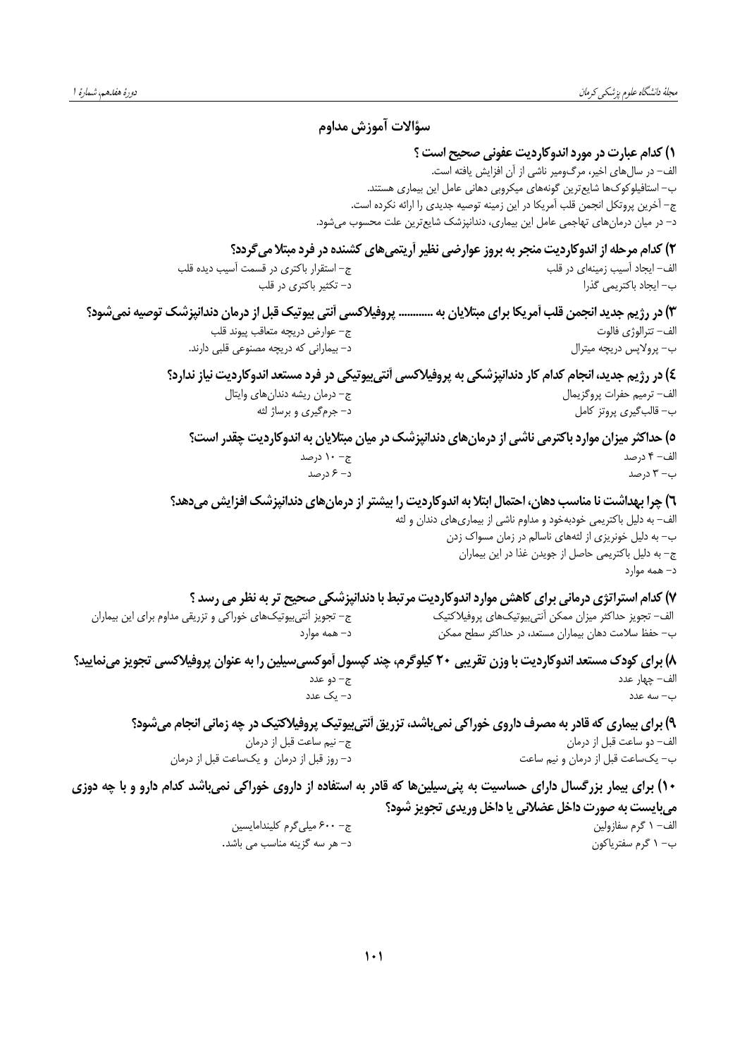## سؤالات آموزش مداوم

**۱) کدام عبارت در مورد اندوکاردیت عفونی صحیح است ؟**

الف– در سال‌های اخیر، مرگ‌ومیر ناشی از آن افزایش یافته است.

ب– استافیلوکوک‌ها شایع‌ترین گونه‌های میکروبی دهانی عامل این بیماری هستند.

ج– آخرین پروتکل انجمن قلب آمریکا در این زمینه توصیه جدیدی را ارائه نکرده است.

د– در میان درمان‌های تهاجمی عامل این بیماری، دندانپزشک شایع‌ترین علت محسوب می‌شود.

**۲) کدام مرحله از اندوکاردیت منجر به بروز عوارضی نظیر آریتمی‌های کشنده در فرد مبتلا می‌گردد؟**

الف– ایجاد آسیب زمینه‌ای در قلب

ب– ایجاد باکتریمی گذرا

ج– استقرار باکتری در قسمت آسیب دیده قلب

د– تکثیر باکتری در قلب

**۳) در رژیم جدید انجمن قلب آمریکا برای مبتلایان به ............ پروفیلاکسی آنتی بیوتیک قبل از درمان دندانپزشک توصیه نمی‌شود؟**

الف– تترالوژی فالوت

ب– پرولاپس دریچه میترال

ج– عوارض دریچه متعاقب پیوند قلب

د– بیمارانی که دریچه مصنوعی قلبی دارند.

**۴) در رژیم جدید، انجام کدام کار دندانپزشکی به پروفیلاکسی آنتی‌بیوتیکی در فرد مستعد اندوکاردیت نیاز ندارد؟**

الف– ترمیم حفرات پروگزیمال

ب– قالب‌گیری پروتز کامل

ج– درمان ریشه دندان‌های وایتال

د– جرم‌گیری و برساژ لثه

**۵) حداکثر میزان موارد باکترمی ناشی از درمان‌های دندانپزشک در میان مبتلایان به اندوکاردیت چقدر است؟**

الف– ۴ درصد

ب– ۳ درصد

ج– ۱۰ درصد

د– ۶ درصد

**۶) چرا بهداشت نا مناسب دهان، احتمال ابتلا به اندوکاردیت را بیشتر از درمان‌های دندانپزشک افزایش می‌دهد؟**

الف– به دلیل باکتریمی خودبه‌خود و مداوم ناشی از بیماری‌های دندان و لثه

ب– به دلیل خونریزی از لثه‌های ناسالم در زمان مسواک زدن

ج– به دلیل باکتریمی حاصل از جویدن غذا در این بیماران

د– همه موارد

**۷) کدام استراتژی درمانی برای کاهش موارد اندوکاردیت مرتبط با دندانپزشکی صحیح تر به نظر می رسد ؟**

الف– تجویز حداکثر میزان ممکن آنتی‌بیوتیک‌های پروفیلاکتیک

ب– حفظ سلامت دهان بیماران مستعد، در حداکثر سطح ممکن

ج– تجویز آنتی‌بیوتیک‌های خوراکی و تزریقی مداوم برای این بیماران

د– همه موارد

**۸) برای کودک مستعد اندوکاردیت با وزن تقریبی ۲۰ کیلوگرم، چند کپسول آموکسی‌سیلین را به عنوان پروفیلاکسی تجویز می‌نمایید؟**

الف– چهار عدد

ب– سه عدد

ج– دو عدد

د– یک عدد

**۹) برای بیماری که قادر به مصرف داروی خوراکی نمی‌باشد، تزریق آنتی‌بیوتیک پروفیلاکتیک در چه زمانی انجام می‌شود؟**

الف– دو ساعت قبل از درمان

ب– یک‌ساعت قبل از درمان و نیم ساعت

ج– نیم ساعت قبل از درمان

د– روز قبل از درمان و یک‌ساعت قبل از درمان

**۱۰) برای بیمار بزرگسال دارای حساسیت به پنی‌سیلین‌ها که قادر به استفاده از داروی خوراکی نمی‌باشد کدام دارو و با چه دوزی می‌بایست به صورت داخل عضلانی یا داخل وریدی تجویز شود؟**

الف– ۱ گرم سفازولین

ب– ۱ گرم سفتریاکون

ج– ۶۰۰ میلی‌گرم کلیندامایسین

د– هر سه گزینه مناسب می باشد.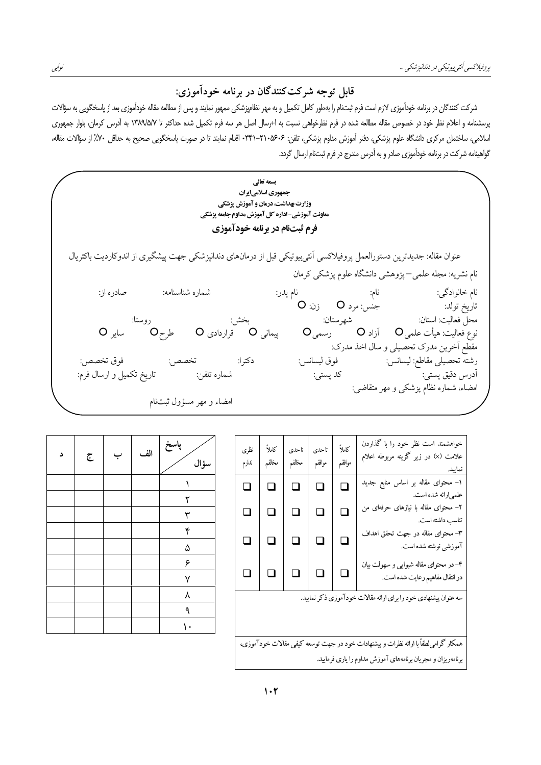## قابل توجه شرکت‌کنندگان در برنامه خودآموزی:

شرکت کنندگان در برنامه خودآموزی لازم است فرم ثبت‌نام را به‌طور کامل تکمیل و به مهر نظام‌پزشکی ممهور نمایند و پس از مطالعه مقاله خودآموزی بعد از پاسخگویی به سؤالات پرسشنامه و اعلام نظر خود در خصوص مقاله مطالعه شده در فرم نظرخواهی نسبت به ا+رسال اصل هر سه فرم تکمیل شده حداکثر تا ۱۳۸۹/۵/۷ به آدرس کرمان، بلوار جمهوری اسلامی، ساختمان مرکزی دانشگاه علوم پزشکی، دفتر آموزش مداوم پزشکی، تلفن: ۲۱۰۵۶۰۶-۰۳۴۱ اقدام نمایند تا در صورت پاسخگویی صحیح به حداقل ۷۰٪ از سؤالات مقاله، گواهینامه شرکت در برنامه خودآموزی صادر و به آدرس مندرج در فرم ثبت‌نام ارسال گردد.

**بسمه تعالی**
**جمهوری اسلامی ایران**
**وزارت بهداشت، درمان و آموزش پزشکی**
**معاونت آموزشی- اداره کل آموزش مداوم جامعه پزشکی**

### فرم ثبت‌نام در برنامه خودآموزی

عنوان مقاله: جدیدترین دستورالعمل پروفیلاکسی آنتی‌بیوتیکی قبل از درمان‌های دندانپزشکی جهت پیشگیری از اندوکاردیت باکتریال

نام نشریه: مجله علمی- پژوهشی دانشگاه علوم پزشکی کرمان

نام خانوادگی: &nbsp;&nbsp; نام: &nbsp;&nbsp; نام پدر: &nbsp;&nbsp; شماره شناسنامه: &nbsp;&nbsp; صادره از:

تاریخ تولد: &nbsp;&nbsp; جنس: مرد O &nbsp; زن: O

محل فعالیت: استان: &nbsp;&nbsp; شهرستان: &nbsp;&nbsp; بخش: &nbsp;&nbsp; روستا:

نوع فعالیت: هیأت علمی O &nbsp; آزاد O &nbsp; رسمی O &nbsp; پیمانی O &nbsp; قراردادی O &nbsp; طرح O &nbsp; سایر O

مقطع آخرین مدرک تحصیلی و سال اخذ مدرک:

رشته تحصیلی مقاطع: لیسانس: &nbsp;&nbsp; فوق لیسانس: &nbsp;&nbsp; دکترا: &nbsp;&nbsp; تخصص: &nbsp;&nbsp; فوق تخصص:

آدرس دقیق پستی: &nbsp;&nbsp; کد پستی: &nbsp;&nbsp; شماره تلفن: &nbsp;&nbsp; تاریخ تکمیل و ارسال فرم:

امضاء، شماره نظام پزشکی و مهر متقاضی:

امضاء و مهر مسؤول ثبت‌نام

| خواهشمند است نظر خود را با گذاردن علامت (×) در زیر گزینه مربوطه اعلام نمایید. | کاملاً موافقم | تا حدی موافقم | تا حدی مخالفم | کاملاً مخالفم | نظری ندارم |
|---|---|---|---|---|---|
| ۱- محتوای مقاله بر اساس منابع جدید علمی‌ارائه شده است. | ❑ | ❑ | ❑ | ❑ | ❑ |
| ۲- محتوای مقاله با نیازهای حرفه‌ای من تناسب داشته است. | ❑ | ❑ | ❑ | ❑ | ❑ |
| ۳- محتوای مقاله در جهت تحقق اهداف آموزشی نوشته شده است. | ❑ | ❑ | ❑ | ❑ | ❑ |
| ۴- در محتوای مقاله شیوایی و سهولت بیان در انتقال مفاهیم رعایت شده است. | ❑ | ❑ | ❑ | ❑ | ❑ |

سه عنوان پیشنهادی خود را برای ارائه مقالات خودآموزی ذکر نمایید.

همکار گرامی لطفاً با ارائه نظرات و پیشنهادات خود در جهت توسعه کیفی مقالات خودآموزی، برنامه‌ریزان و مجریان برنامه‌های آموزش مداوم را یاری فرمایید.

| سؤال / پاسخ | الف | ب | ج | د |
|---|---|---|---|---|
| ۱ | | | | |
| ۲ | | | | |
| ۳ | | | | |
| ۴ | | | | |
| ۵ | | | | |
| ۶ | | | | |
| ۷ | | | | |
| ۸ | | | | |
| ۹ | | | | |
| ۱۰ | | | | |